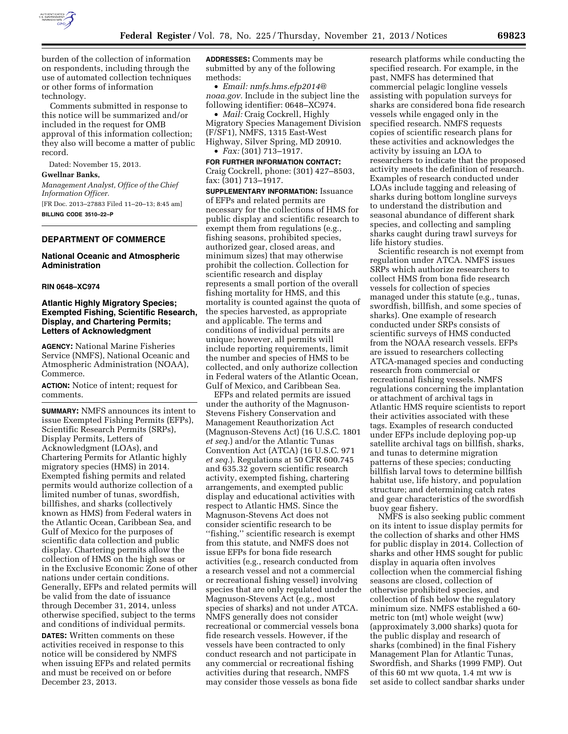burden of the collection of information on respondents, including through the use of automated collection techniques or other forms of information technology.

Comments submitted in response to this notice will be summarized and/or included in the request for OMB approval of this information collection; they also will become a matter of public record.

Dated: November 15, 2013.

**Gwellnar Banks,**

*Management Analyst, Office of the Chief Information Officer.*

[FR Doc. 2013–27883 Filed 11–20–13; 8:45 am]

**BILLING CODE 3510–22–P**

## DEPARTMENT OF COMMERCE

### National Oceanic and Atmospheric Administration

**RIN 0648–XC974**

### Atlantic Highly Migratory Species; Exempted Fishing, Scientific Research, Display, and Chartering Permits; Letters of Acknowledgment

**AGENCY:** National Marine Fisheries Service (NMFS), National Oceanic and Atmospheric Administration (NOAA), Commerce.

**ACTION:** Notice of intent; request for comments.

**SUMMARY:** NMFS announces its intent to issue Exempted Fishing Permits (EFPs), Scientific Research Permits (SRPs), Display Permits, Letters of Acknowledgment (LOAs), and Chartering Permits for Atlantic highly migratory species (HMS) in 2014. Exempted fishing permits and related permits would authorize collection of a limited number of tunas, swordfish, billfishes, and sharks (collectively known as HMS) from Federal waters in the Atlantic Ocean, Caribbean Sea, and Gulf of Mexico for the purposes of scientific data collection and public display. Chartering permits allow the collection of HMS on the high seas or in the Exclusive Economic Zone of other nations under certain conditions. Generally, EFPs and related permits will be valid from the date of issuance through December 31, 2014, unless otherwise specified, subject to the terms and conditions of individual permits.

**DATES:** Written comments on these activities received in response to this notice will be considered by NMFS when issuing EFPs and related permits and must be received on or before December 23, 2013.

**ADDRESSES:** Comments may be submitted by any of the following methods:

- *Email: nmfs.hms.efp2014@noaa.gov.* Include in the subject line the following identifier: 0648–XC974.
- *Mail:* Craig Cockrell, Highly Migratory Species Management Division (F/SF1), NMFS, 1315 East-West Highway, Silver Spring, MD 20910.
- *Fax:* (301) 713–1917.

**FOR FURTHER INFORMATION CONTACT:** Craig Cockrell, phone: (301) 427–8503, fax: (301) 713–1917.

**SUPPLEMENTARY INFORMATION:** Issuance of EFPs and related permits are necessary for the collections of HMS for public display and scientific research to exempt them from regulations (e.g., fishing seasons, prohibited species, authorized gear, closed areas, and minimum sizes) that may otherwise prohibit the collection. Collection for scientific research and display represents a small portion of the overall fishing mortality for HMS, and this mortality is counted against the quota of the species harvested, as appropriate and applicable. The terms and conditions of individual permits are unique; however, all permits will include reporting requirements, limit the number and species of HMS to be collected, and only authorize collection in Federal waters of the Atlantic Ocean, Gulf of Mexico, and Caribbean Sea.

EFPs and related permits are issued under the authority of the Magnuson-Stevens Fishery Conservation and Management Reauthorization Act (Magnuson-Stevens Act) (16 U.S.C. 1801 *et seq.*) and/or the Atlantic Tunas Convention Act (ATCA) (16 U.S.C. 971 *et seq.*). Regulations at 50 CFR 600.745 and 635.32 govern scientific research activity, exempted fishing, chartering arrangements, and exempted public display and educational activities with respect to Atlantic HMS. Since the Magnuson-Stevens Act does not consider scientific research to be "fishing," scientific research is exempt from this statute, and NMFS does not issue EFPs for bona fide research activities (e.g., research conducted from a research vessel and not a commercial or recreational fishing vessel) involving species that are only regulated under the Magnuson-Stevens Act (e.g., most species of sharks) and not under ATCA. NMFS generally does not consider recreational or commercial vessels bona fide research vessels. However, if the vessels have been contracted to only conduct research and not participate in any commercial or recreational fishing activities during that research, NMFS may consider those vessels as bona fide research platforms while conducting the specified research. For example, in the past, NMFS has determined that commercial pelagic longline vessels assisting with population surveys for sharks are considered bona fide research vessels while engaged only in the specified research. NMFS requests copies of scientific research plans for these activities and acknowledges the activity by issuing an LOA to researchers to indicate that the proposed activity meets the definition of research. Examples of research conducted under LOAs include tagging and releasing of sharks during bottom longline surveys to understand the distribution and seasonal abundance of different shark species, and collecting and sampling sharks caught during trawl surveys for life history studies.

Scientific research is not exempt from regulation under ATCA. NMFS issues SRPs which authorize researchers to collect HMS from bona fide research vessels for collection of species managed under this statute (e.g., tunas, swordfish, billfish, and some species of sharks). One example of research conducted under SRPs consists of scientific surveys of HMS conducted from the NOAA research vessels. EFPs are issued to researchers collecting ATCA-managed species and conducting research from commercial or recreational fishing vessels. NMFS regulations concerning the implantation or attachment of archival tags in Atlantic HMS require scientists to report their activities associated with these tags. Examples of research conducted under EFPs include deploying pop-up satellite archival tags on billfish, sharks, and tunas to determine migration patterns of these species; conducting billfish larval tows to determine billfish habitat use, life history, and population structure; and determining catch rates and gear characteristics of the swordfish buoy gear fishery.

NMFS is also seeking public comment on its intent to issue display permits for the collection of sharks and other HMS for public display in 2014. Collection of sharks and other HMS sought for public display in aquaria often involves collection when the commercial fishing seasons are closed, collection of otherwise prohibited species, and collection of fish below the regulatory minimum size. NMFS established a 60-metric ton (mt) whole weight (ww) (approximately 3,000 sharks) quota for the public display and research of sharks (combined) in the final Fishery Management Plan for Atlantic Tunas, Swordfish, and Sharks (1999 FMP). Out of this 60 mt ww quota, 1.4 mt ww is set aside to collect sandbar sharks under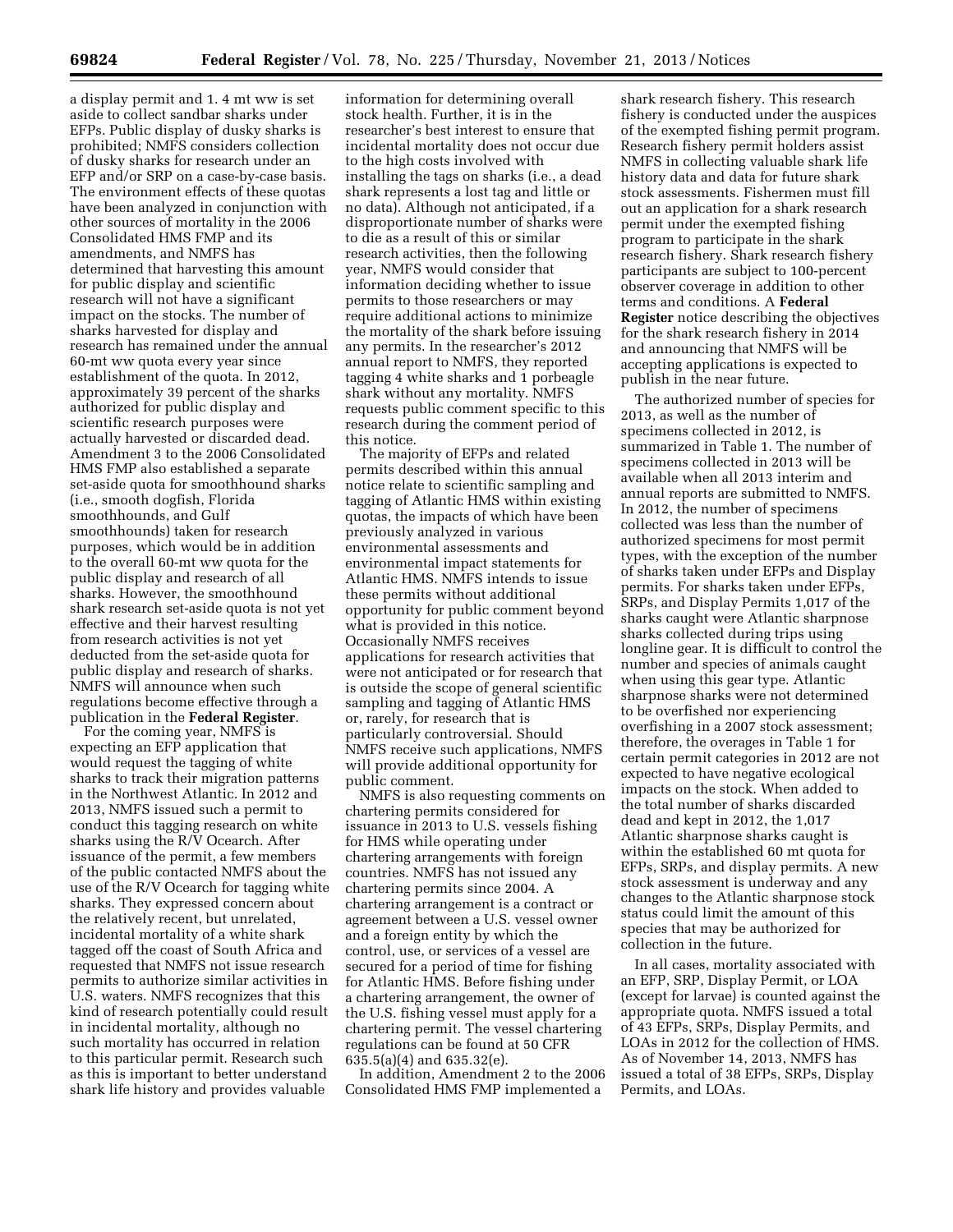a display permit and 1. 4 mt ww is set aside to collect sandbar sharks under EFPs. Public display of dusky sharks is prohibited; NMFS considers collection of dusky sharks for research under an EFP and/or SRP on a case-by-case basis. The environment effects of these quotas have been analyzed in conjunction with other sources of mortality in the 2006 Consolidated HMS FMP and its amendments, and NMFS has determined that harvesting this amount for public display and scientific research will not have a significant impact on the stocks. The number of sharks harvested for display and research has remained under the annual 60-mt ww quota every year since establishment of the quota. In 2012, approximately 39 percent of the sharks authorized for public display and scientific research purposes were actually harvested or discarded dead. Amendment 3 to the 2006 Consolidated HMS FMP also established a separate set-aside quota for smoothhound sharks (i.e., smooth dogfish, Florida smoothhounds, and Gulf smoothhounds) taken for research purposes, which would be in addition to the overall 60-mt ww quota for the public display and research of all sharks. However, the smoothhound shark research set-aside quota is not yet effective and their harvest resulting from research activities is not yet deducted from the set-aside quota for public display and research of sharks. NMFS will announce when such regulations become effective through a publication in the **Federal Register**.

For the coming year, NMFS is expecting an EFP application that would request the tagging of white sharks to track their migration patterns in the Northwest Atlantic. In 2012 and 2013, NMFS issued such a permit to conduct this tagging research on white sharks using the R/V Ocearch. After issuance of the permit, a few members of the public contacted NMFS about the use of the R/V Ocearch for tagging white sharks. They expressed concern about the relatively recent, but unrelated, incidental mortality of a white shark tagged off the coast of South Africa and requested that NMFS not issue research permits to authorize similar activities in U.S. waters. NMFS recognizes that this kind of research potentially could result in incidental mortality, although no such mortality has occurred in relation to this particular permit. Research such as this is important to better understand shark life history and provides valuable information for determining overall stock health. Further, it is in the researcher's best interest to ensure that incidental mortality does not occur due to the high costs involved with installing the tags on sharks (i.e., a dead shark represents a lost tag and little or no data). Although not anticipated, if a disproportionate number of sharks were to die as a result of this or similar research activities, then the following year, NMFS would consider that information deciding whether to issue permits to those researchers or may require additional actions to minimize the mortality of the shark before issuing any permits. In the researcher's 2012 annual report to NMFS, they reported tagging 4 white sharks and 1 porbeagle shark without any mortality. NMFS requests public comment specific to this research during the comment period of this notice.

The majority of EFPs and related permits described within this annual notice relate to scientific sampling and tagging of Atlantic HMS within existing quotas, the impacts of which have been previously analyzed in various environmental assessments and environmental impact statements for Atlantic HMS. NMFS intends to issue these permits without additional opportunity for public comment beyond what is provided in this notice. Occasionally NMFS receives applications for research activities that were not anticipated or for research that is outside the scope of general scientific sampling and tagging of Atlantic HMS or, rarely, for research that is particularly controversial. Should NMFS receive such applications, NMFS will provide additional opportunity for public comment.

NMFS is also requesting comments on chartering permits considered for issuance in 2013 to U.S. vessels fishing for HMS while operating under chartering arrangements with foreign countries. NMFS has not issued any chartering permits since 2004. A chartering arrangement is a contract or agreement between a U.S. vessel owner and a foreign entity by which the control, use, or services of a vessel are secured for a period of time for fishing for Atlantic HMS. Before fishing under a chartering arrangement, the owner of the U.S. fishing vessel must apply for a chartering permit. The vessel chartering regulations can be found at 50 CFR 635.5(a)(4) and 635.32(e).

In addition, Amendment 2 to the 2006 Consolidated HMS FMP implemented a shark research fishery. This research fishery is conducted under the auspices of the exempted fishing permit program. Research fishery permit holders assist NMFS in collecting valuable shark life history data and data for future shark stock assessments. Fishermen must fill out an application for a shark research permit under the exempted fishing program to participate in the shark research fishery. Shark research fishery participants are subject to 100-percent observer coverage in addition to other terms and conditions. A **Federal Register** notice describing the objectives for the shark research fishery in 2014 and announcing that NMFS will be accepting applications is expected to publish in the near future.

The authorized number of species for 2013, as well as the number of specimens collected in 2012, is summarized in Table 1. The number of specimens collected in 2013 will be available when all 2013 interim and annual reports are submitted to NMFS. In 2012, the number of specimens collected was less than the number of authorized specimens for most permit types, with the exception of the number of sharks taken under EFPs and Display permits. For sharks taken under EFPs, SRPs, and Display Permits 1,017 of the sharks caught were Atlantic sharpnose sharks collected during trips using longline gear. It is difficult to control the number and species of animals caught when using this gear type. Atlantic sharpnose sharks were not determined to be overfished nor experiencing overfishing in a 2007 stock assessment; therefore, the overages in Table 1 for certain permit categories in 2012 are not expected to have negative ecological impacts on the stock. When added to the total number of sharks discarded dead and kept in 2012, the 1,017 Atlantic sharpnose sharks caught is within the established 60 mt quota for EFPs, SRPs, and display permits. A new stock assessment is underway and any changes to the Atlantic sharpnose stock status could limit the amount of this species that may be authorized for collection in the future.

In all cases, mortality associated with an EFP, SRP, Display Permit, or LOA (except for larvae) is counted against the appropriate quota. NMFS issued a total of 43 EFPs, SRPs, Display Permits, and LOAs in 2012 for the collection of HMS. As of November 14, 2013, NMFS has issued a total of 38 EFPs, SRPs, Display Permits, and LOAs.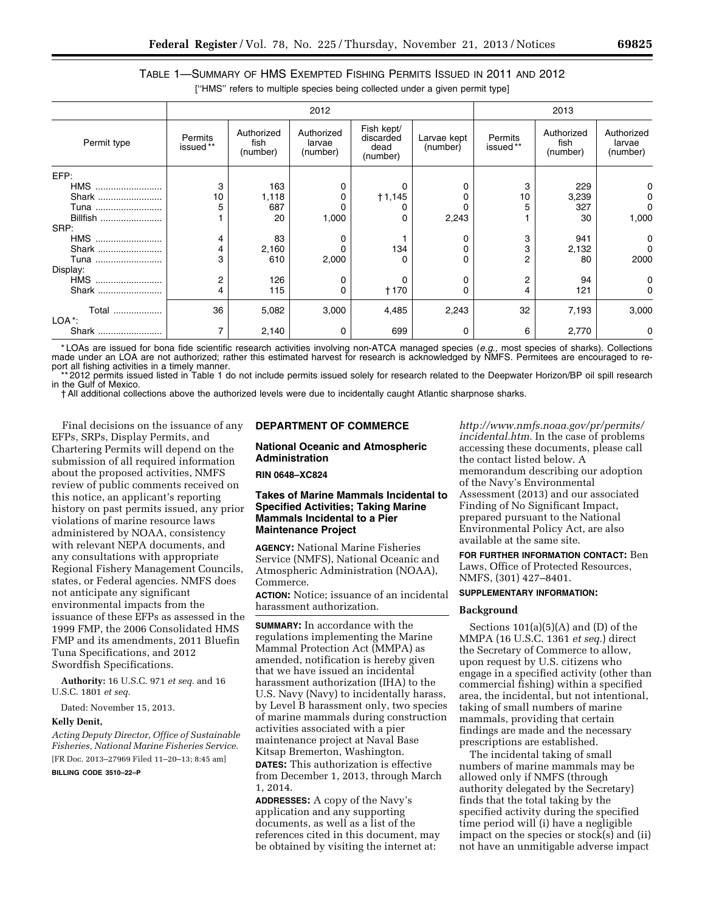TABLE 1—SUMMARY OF HMS EXEMPTED FISHING PERMITS ISSUED IN 2011 AND 2012

["HMS" refers to multiple species being collected under a given permit type]

| Permit type | 2012 | | | | | 2013 | | |
|---|---|---|---|---|---|---|---|---|
| | Permits issued ** | Authorized fish (number) | Authorized larvae (number) | Fish kept/ discarded dead (number) | Larvae kept (number) | Permits issued ** | Authorized fish (number) | Authorized larvae (number) |
| EFP: | | | | | | | | |
| HMS | 3 | 163 | 0 | 0 | 0 | 3 | 229 | 0 |
| Shark | 10 | 1,118 | 0 | † 1,145 | 0 | 10 | 3,239 | 0 |
| Tuna | 5 | 687 | 0 | 0 | 0 | 5 | 327 | 0 |
| Billfish | 1 | 20 | 1,000 | 0 | 2,243 | 1 | 30 | 1,000 |
| SRP: | | | | | | | | |
| HMS | 4 | 83 | 0 | 1 | 0 | 3 | 941 | 0 |
| Shark | 4 | 2,160 | 0 | 134 | 0 | 3 | 2,132 | 0 |
| Tuna | 3 | 610 | 2,000 | 0 | 0 | 2 | 80 | 2000 |
| Display: | | | | | | | | |
| HMS | 2 | 126 | 0 | 0 | 0 | 2 | 94 | 0 |
| Shark | 4 | 115 | 0 | † 170 | 0 | 4 | 121 | 0 |
| Total | 36 | 5,082 | 3,000 | 4,485 | 2,243 | 32 | 7,193 | 3,000 |
| LOA *: | | | | | | | | |
| Shark | 7 | 2,140 | 0 | 699 | 0 | 6 | 2,770 | 0 |

* LOAs are issued for bona fide scientific research activities involving non-ATCA managed species (*e.g.,* most species of sharks). Collections made under an LOA are not authorized; rather this estimated harvest for research is acknowledged by NMFS. Permitees are encouraged to report all fishing activities in a timely manner.

** 2012 permits issued listed in Table 1 do not include permits issued solely for research related to the Deepwater Horizon/BP oil spill research in the Gulf of Mexico.

† All additional collections above the authorized levels were due to incidentally caught Atlantic sharpnose sharks.

Final decisions on the issuance of any EFPs, SRPs, Display Permits, and Chartering Permits will depend on the submission of all required information about the proposed activities, NMFS review of public comments received on this notice, an applicant's reporting history on past permits issued, any prior violations of marine resource laws administered by NOAA, consistency with relevant NEPA documents, and any consultations with appropriate Regional Fishery Management Councils, states, or Federal agencies. NMFS does not anticipate any significant environmental impacts from the issuance of these EFPs as assessed in the 1999 FMP, the 2006 Consolidated HMS FMP and its amendments, 2011 Bluefin Tuna Specifications, and 2012 Swordfish Specifications.

**Authority:** 16 U.S.C. 971 *et seq.* and 16 U.S.C. 1801 *et seq.*

Dated: November 15, 2013.

**Kelly Denit,**

*Acting Deputy Director, Office of Sustainable Fisheries, National Marine Fisheries Service.*

[FR Doc. 2013–27969 Filed 11–20–13; 8:45 am]

**BILLING CODE 3510–22–P**

## DEPARTMENT OF COMMERCE

### National Oceanic and Atmospheric Administration

**RIN 0648–XC824**

### Takes of Marine Mammals Incidental to Specified Activities; Taking Marine Mammals Incidental to a Pier Maintenance Project

**AGENCY:** National Marine Fisheries Service (NMFS), National Oceanic and Atmospheric Administration (NOAA), Commerce.

**ACTION:** Notice; issuance of an incidental harassment authorization.

**SUMMARY:** In accordance with the regulations implementing the Marine Mammal Protection Act (MMPA) as amended, notification is hereby given that we have issued an incidental harassment authorization (IHA) to the U.S. Navy (Navy) to incidentally harass, by Level B harassment only, two species of marine mammals during construction activities associated with a pier maintenance project at Naval Base Kitsap Bremerton, Washington.

**DATES:** This authorization is effective from December 1, 2013, through March 1, 2014.

**ADDRESSES:** A copy of the Navy's application and any supporting documents, as well as a list of the references cited in this document, may be obtained by visiting the internet at: *http://www.nmfs.noaa.gov/pr/permits/incidental.htm.* In the case of problems accessing these documents, please call the contact listed below. A memorandum describing our adoption of the Navy's Environmental Assessment (2013) and our associated Finding of No Significant Impact, prepared pursuant to the National Environmental Policy Act, are also available at the same site.

**FOR FURTHER INFORMATION CONTACT:** Ben Laws, Office of Protected Resources, NMFS, (301) 427–8401.

**SUPPLEMENTARY INFORMATION:**

#### Background

Sections 101(a)(5)(A) and (D) of the MMPA (16 U.S.C. 1361 *et seq.*) direct the Secretary of Commerce to allow, upon request by U.S. citizens who engage in a specified activity (other than commercial fishing) within a specified area, the incidental, but not intentional, taking of small numbers of marine mammals, providing that certain findings are made and the necessary prescriptions are established.

The incidental taking of small numbers of marine mammals may be allowed only if NMFS (through authority delegated by the Secretary) finds that the total taking by the specified activity during the specified time period will (i) have a negligible impact on the species or stock(s) and (ii) not have an unmitigable adverse impact